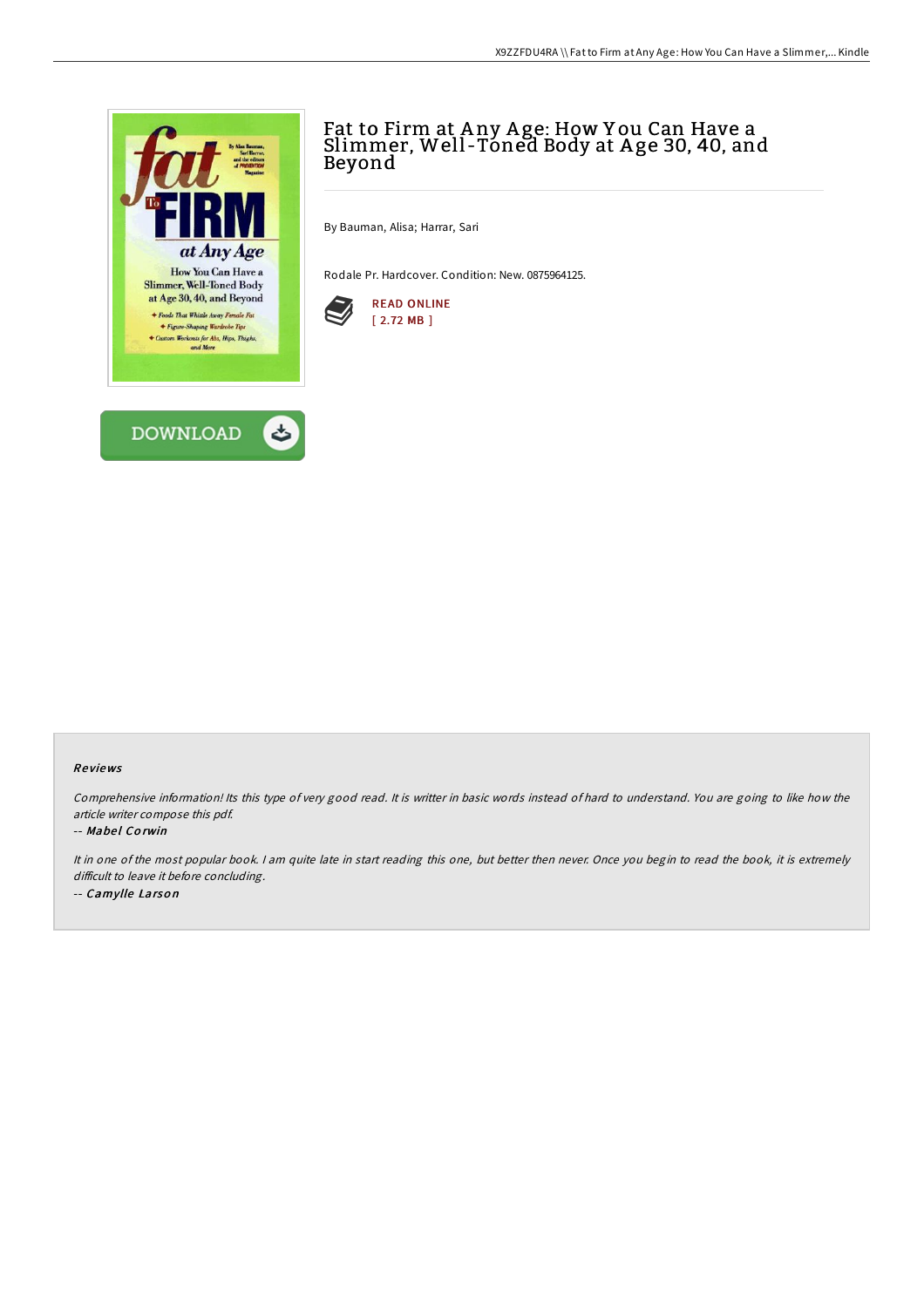# Fat to Firm at Any Age: How You Can Have a Slimmer, Well-Toned Body at Age 30, 40, and Beyond

By Bauman, Alisa; Harrar, Sari

Rodale Pr. Hardcover. Condition: New. 0875964125.

READ ONLINE
[ 2.72 MB ]

DOWNLOAD

### Reviews

*Comprehensive information! Its this type of very good read. It is writter in basic words instead of hard to understand. You are going to like how the article writer compose this pdf.*

-- ***Mabel Corwin***

*It in one of the most popular book. I am quite late in start reading this one, but better then never. Once you begin to read the book, it is extremely difficult to leave it before concluding.*

-- ***Camylle Larson***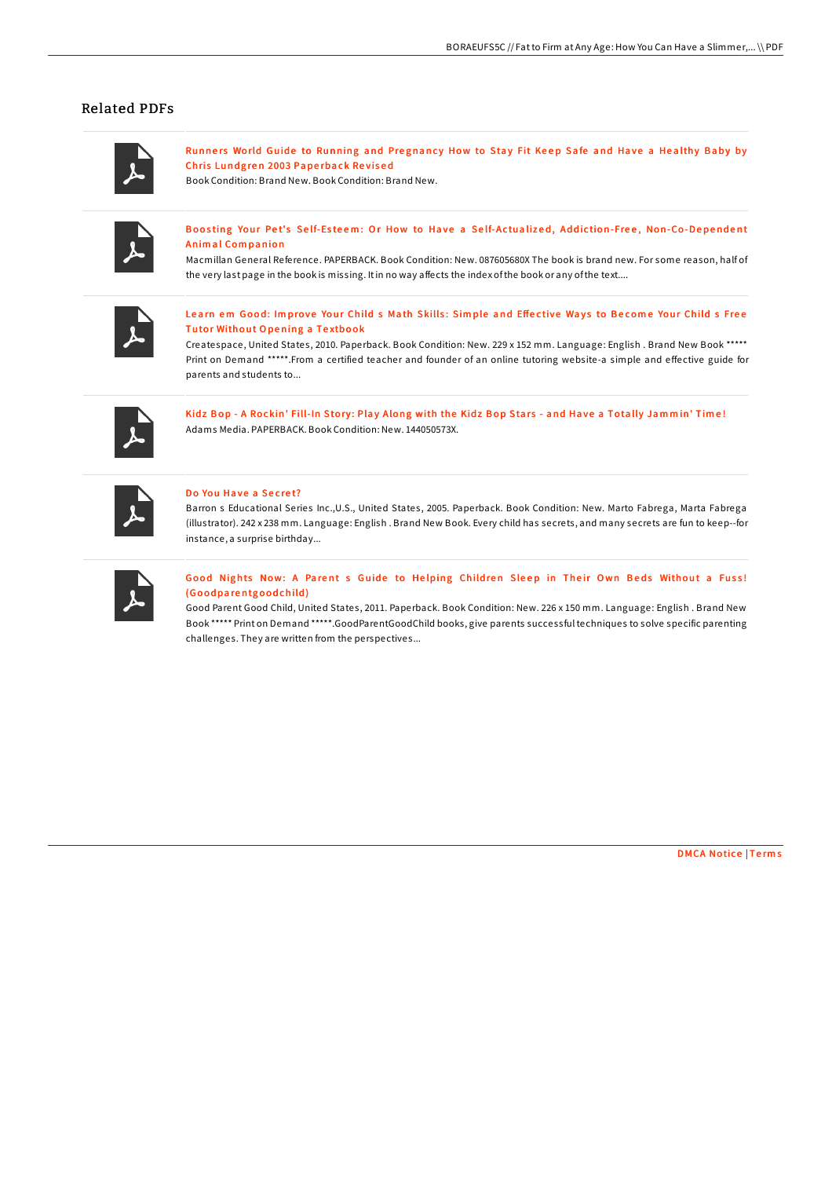## Related PDFs

**Runners World Guide to Running and Pregnancy How to Stay Fit Keep Safe and Have a Healthy Baby by Chris Lundgren 2003 Paperback Revised**

Book Condition: Brand New. Book Condition: Brand New.

**Boosting Your Pet's Self-Esteem: Or How to Have a Self-Actualized, Addiction-Free, Non-Co-Dependent Animal Companion**

Macmillan General Reference. PAPERBACK. Book Condition: New. 087605680X The book is brand new. For some reason, half of the very last page in the book is missing. It in no way affects the index of the book or any of the text....

**Learn em Good: Improve Your Child s Math Skills: Simple and Effective Ways to Become Your Child s Free Tutor Without Opening a Textbook**

Createspace, United States, 2010. Paperback. Book Condition: New. 229 x 152 mm. Language: English . Brand New Book ***** Print on Demand *****.From a certified teacher and founder of an online tutoring website-a simple and effective guide for parents and students to...

**Kidz Bop - A Rockin' Fill-In Story: Play Along with the Kidz Bop Stars - and Have a Totally Jammin' Time!**

Adams Media. PAPERBACK. Book Condition: New. 144050573X.

**Do You Have a Secret?**

Barron s Educational Series Inc.,U.S., United States, 2005. Paperback. Book Condition: New. Marto Fabrega, Marta Fabrega (illustrator). 242 x 238 mm. Language: English . Brand New Book. Every child has secrets, and many secrets are fun to keep--for instance, a surprise birthday...

**Good Nights Now: A Parent s Guide to Helping Children Sleep in Their Own Beds Without a Fuss! (Goodparentgoodchild)**

Good Parent Good Child, United States, 2011. Paperback. Book Condition: New. 226 x 150 mm. Language: English . Brand New Book ***** Print on Demand *****.GoodParentGoodChild books, give parents successful techniques to solve specific parenting challenges. They are written from the perspectives...

DMCA Notice | Terms